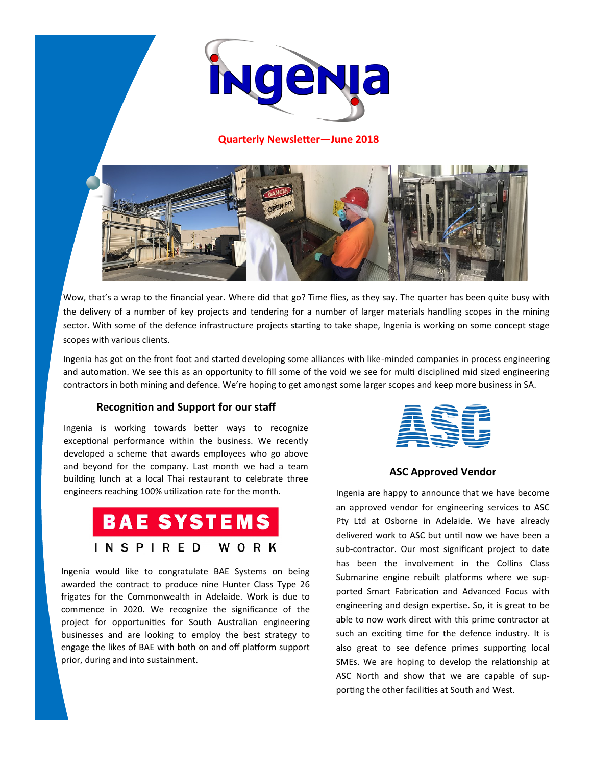# Ingenia

**Quarterly Newsletter—June 2018**

Wow, that's a wrap to the financial year. Where did that go? Time flies, as they say. The quarter has been quite busy with the delivery of a number of key projects and tendering for a number of larger materials handling scopes in the mining sector. With some of the defence infrastructure projects starting to take shape, Ingenia is working on some concept stage scopes with various clients.

Ingenia has got on the front foot and started developing some alliances with like-minded companies in process engineering and automation. We see this as an opportunity to fill some of the void we see for multi disciplined mid sized engineering contractors in both mining and defence. We're hoping to get amongst some larger scopes and keep more business in SA.

### Recognition and Support for our staff

Ingenia is working towards better ways to recognize exceptional performance within the business. We recently developed a scheme that awards employees who go above and beyond for the company. Last month we had a team building lunch at a local Thai restaurant to celebrate three engineers reaching 100% utilization rate for the month.

BAE SYSTEMS

INSPIRED WORK

Ingenia would like to congratulate BAE Systems on being awarded the contract to produce nine Hunter Class Type 26 frigates for the Commonwealth in Adelaide. Work is due to commence in 2020. We recognize the significance of the project for opportunities for South Australian engineering businesses and are looking to employ the best strategy to engage the likes of BAE with both on and off platform support prior, during and into sustainment.

ASC

### ASC Approved Vendor

Ingenia are happy to announce that we have become an approved vendor for engineering services to ASC Pty Ltd at Osborne in Adelaide. We have already delivered work to ASC but until now we have been a sub-contractor. Our most significant project to date has been the involvement in the Collins Class Submarine engine rebuilt platforms where we supported Smart Fabrication and Advanced Focus with engineering and design expertise. So, it is great to be able to now work direct with this prime contractor at such an exciting time for the defence industry. It is also great to see defence primes supporting local SMEs. We are hoping to develop the relationship at ASC North and show that we are capable of supporting the other facilities at South and West.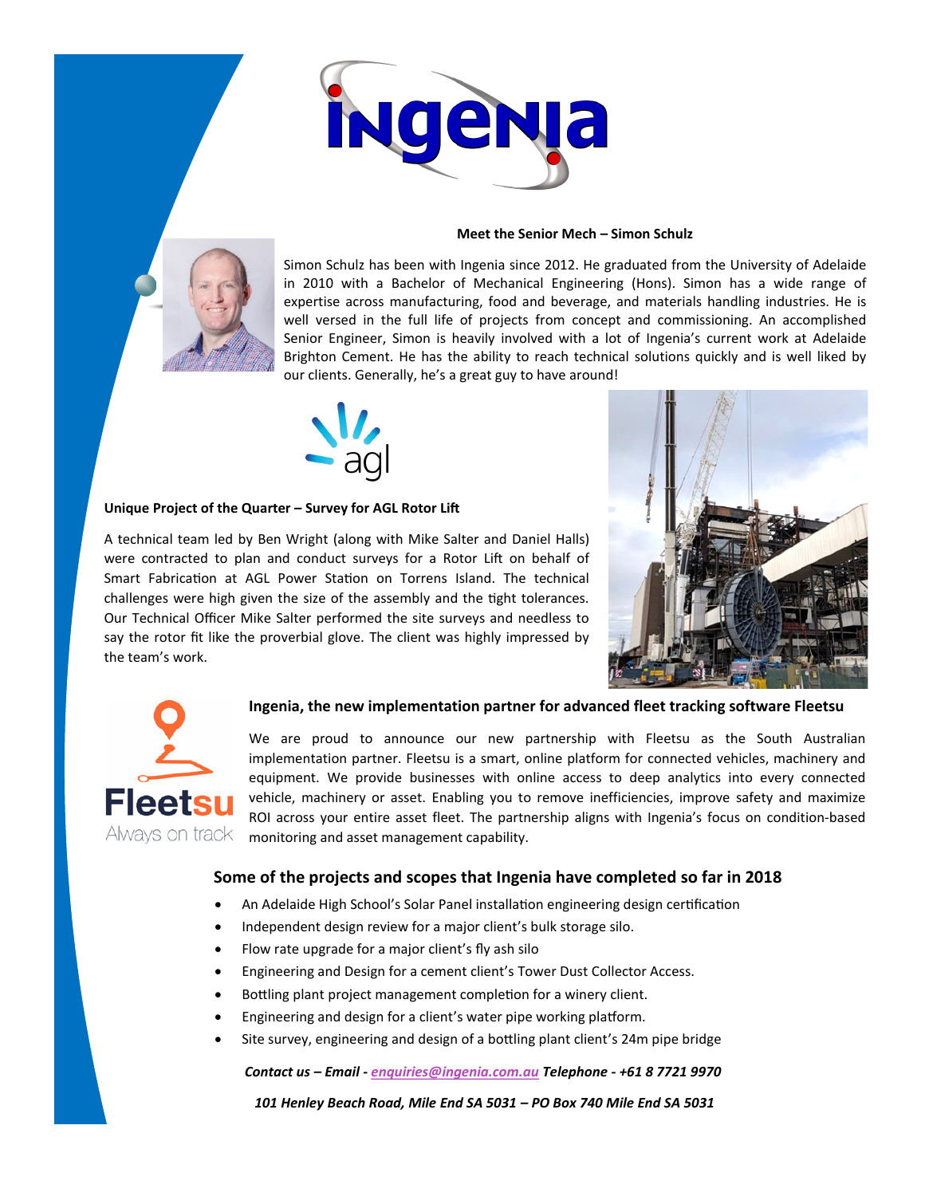**Meet the Senior Mech – Simon Schulz**

Simon Schulz has been with Ingenia since 2012. He graduated from the University of Adelaide in 2010 with a Bachelor of Mechanical Engineering (Hons). Simon has a wide range of expertise across manufacturing, food and beverage, and materials handling industries. He is well versed in the full life of projects from concept and commissioning. An accomplished Senior Engineer, Simon is heavily involved with a lot of Ingenia's current work at Adelaide Brighton Cement. He has the ability to reach technical solutions quickly and is well liked by our clients. Generally, he's a great guy to have around!

**Unique Project of the Quarter – Survey for AGL Rotor Lift**

A technical team led by Ben Wright (along with Mike Salter and Daniel Halls) were contracted to plan and conduct surveys for a Rotor Lift on behalf of Smart Fabrication at AGL Power Station on Torrens Island. The technical challenges were high given the size of the assembly and the tight tolerances. Our Technical Officer Mike Salter performed the site surveys and needless to say the rotor fit like the proverbial glove. The client was highly impressed by the team's work.

**Ingenia, the new implementation partner for advanced fleet tracking software Fleetsu**

We are proud to announce our new partnership with Fleetsu as the South Australian implementation partner. Fleetsu is a smart, online platform for connected vehicles, machinery and equipment. We provide businesses with online access to deep analytics into every connected vehicle, machinery or asset. Enabling you to remove inefficiencies, improve safety and maximize ROI across your entire asset fleet. The partnership aligns with Ingenia's focus on condition-based monitoring and asset management capability.

## Some of the projects and scopes that Ingenia have completed so far in 2018

- An Adelaide High School's Solar Panel installation engineering design certification
- Independent design review for a major client's bulk storage silo.
- Flow rate upgrade for a major client's fly ash silo
- Engineering and Design for a cement client's Tower Dust Collector Access.
- Bottling plant project management completion for a winery client.
- Engineering and design for a client's water pipe working platform.
- Site survey, engineering and design of a bottling plant client's 24m pipe bridge

***Contact us – Email - enquiries@ingenia.com.au Telephone - +61 8 7721 9970***

***101 Henley Beach Road, Mile End SA 5031 – PO Box 740 Mile End SA 5031***